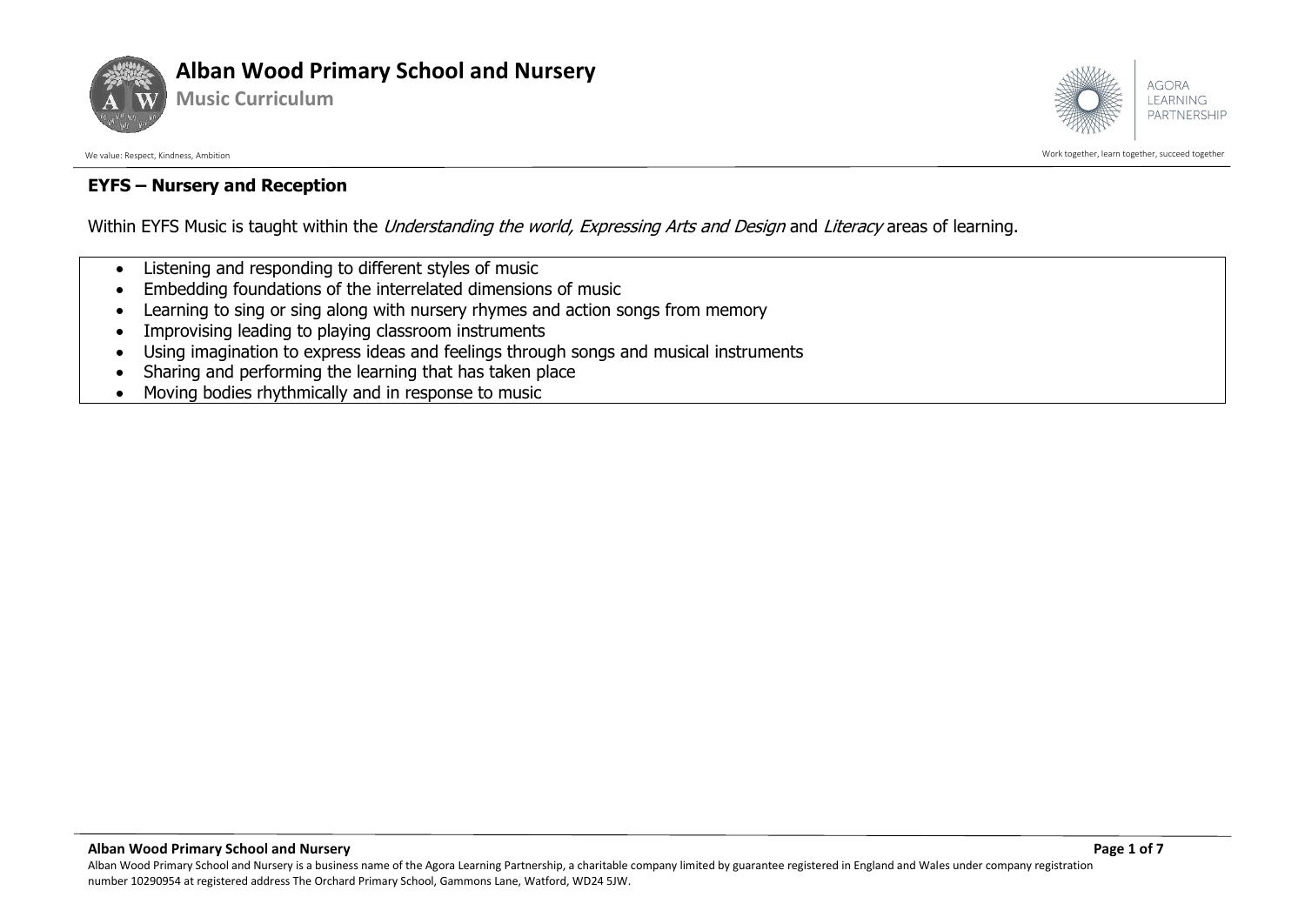# Alban Wood Primary School and Nursery

## Music Curriculum

We value: Respect, Kindness, Ambition

Work together, learn together, succeed together

### EYFS – Nursery and Reception

Within EYFS Music is taught within the *Understanding the world, Expressing Arts and Design* and *Literacy* areas of learning.

- Listening and responding to different styles of music
- Embedding foundations of the interrelated dimensions of music
- Learning to sing or sing along with nursery rhymes and action songs from memory
- Improvising leading to playing classroom instruments
- Using imagination to express ideas and feelings through songs and musical instruments
- Sharing and performing the learning that has taken place
- Moving bodies rhythmically and in response to music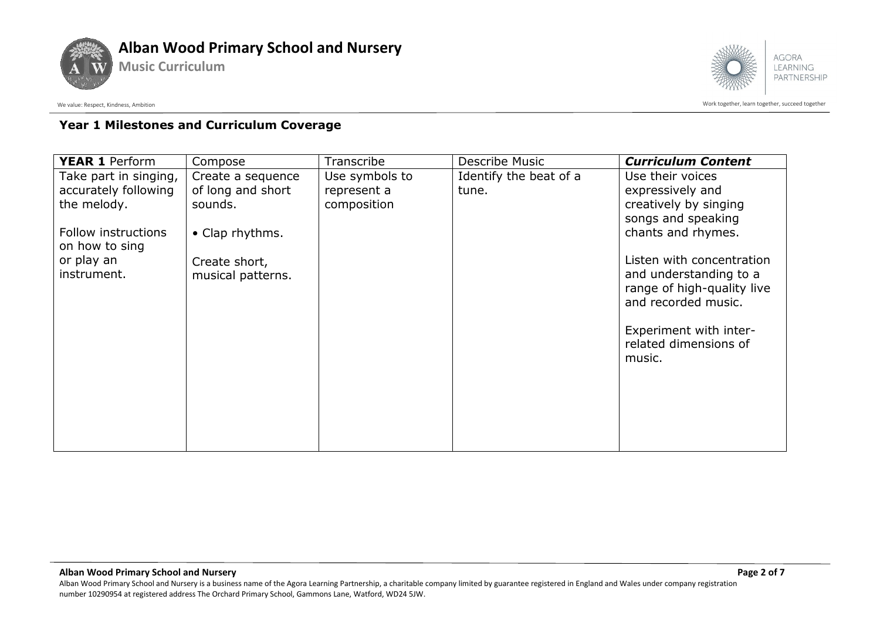### Year 1 Milestones and Curriculum Coverage

| **YEAR 1** Perform | Compose | Transcribe | Describe Music | ***Curriculum Content*** |
|---|---|---|---|---|
| Take part in singing, accurately following the melody.<br><br>Follow instructions on how to sing or play an instrument. | Create a sequence of long and short sounds.<br><br>• Clap rhythms.<br><br>Create short, musical patterns. | Use symbols to represent a composition | Identify the beat of a tune. | Use their voices expressively and creatively by singing songs and speaking chants and rhymes.<br><br>Listen with concentration and understanding to a range of high-quality live and recorded music.<br><br>Experiment with inter-related dimensions of music. |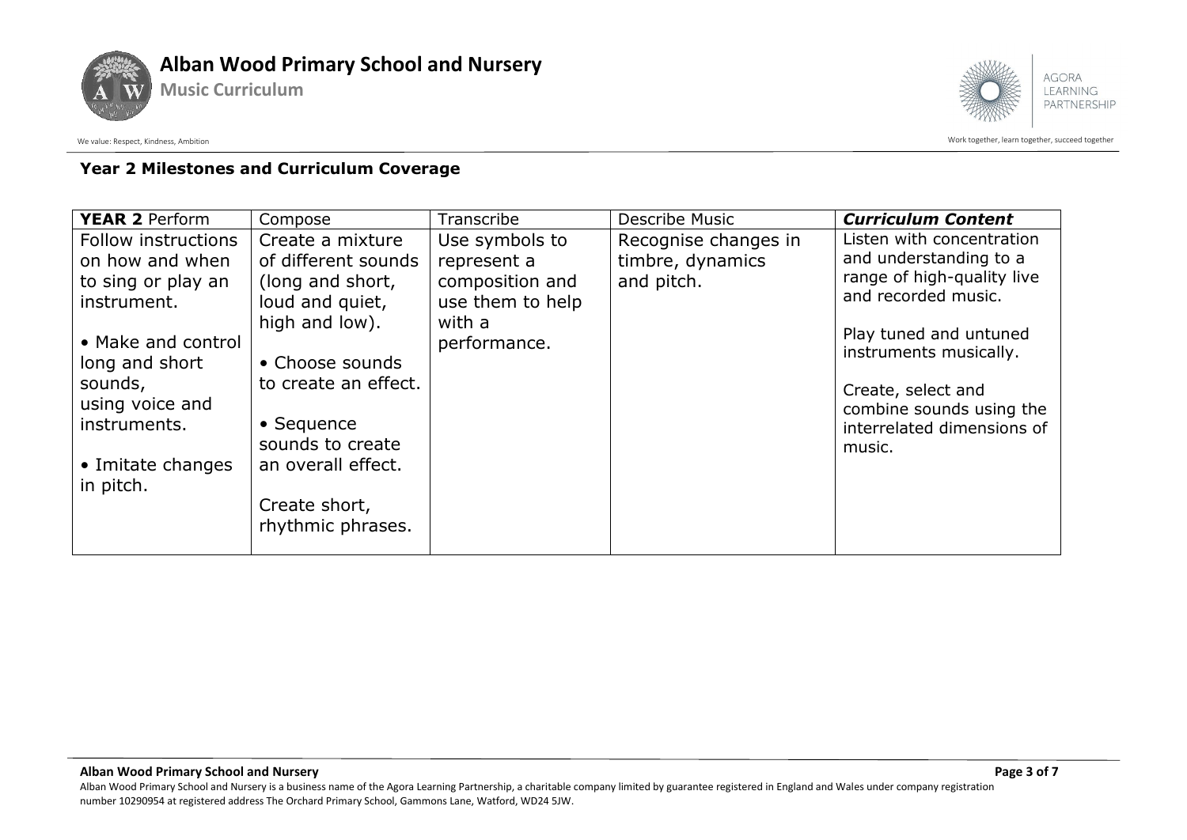**Year 2 Milestones and Curriculum Coverage**

| **YEAR 2** Perform | Compose | Transcribe | Describe Music | ***Curriculum Content*** |
|---|---|---|---|---|
| Follow instructions on how and when to sing or play an instrument.<br><br>• Make and control long and short sounds, using voice and instruments.<br><br>• Imitate changes in pitch. | Create a mixture of different sounds (long and short, loud and quiet, high and low).<br><br>• Choose sounds to create an effect.<br><br>• Sequence sounds to create an overall effect.<br><br>Create short, rhythmic phrases. | Use symbols to represent a composition and use them to help with a performance. | Recognise changes in timbre, dynamics and pitch. | Listen with concentration and understanding to a range of high-quality live and recorded music.<br><br>Play tuned and untuned instruments musically.<br><br>Create, select and combine sounds using the interrelated dimensions of music. |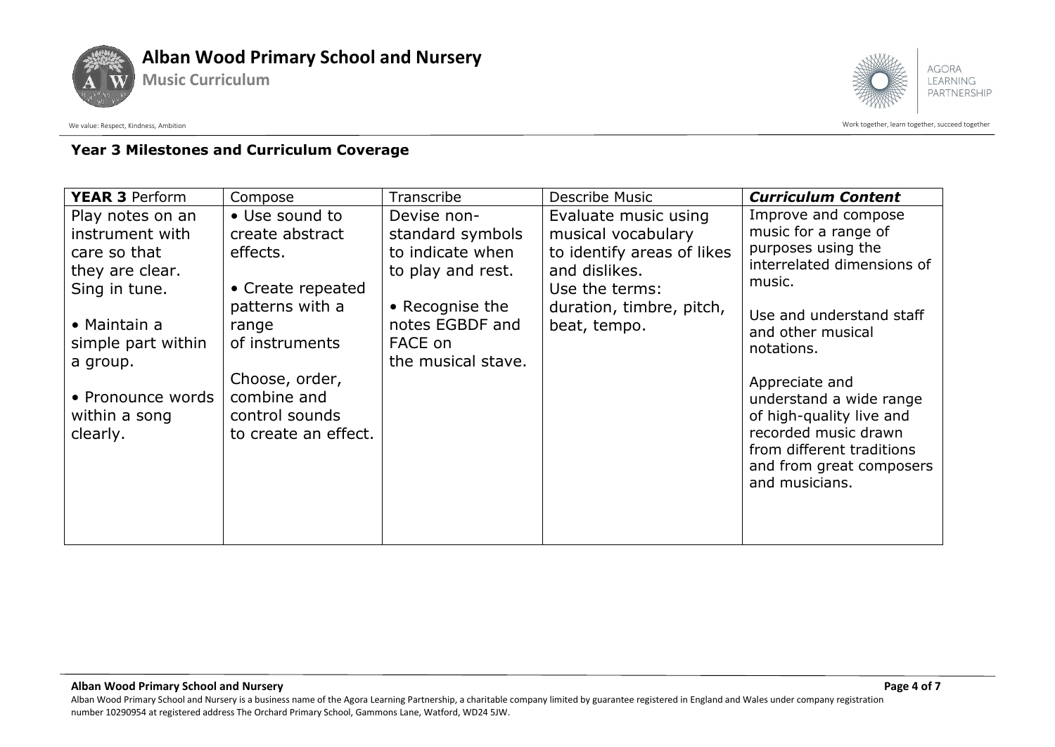### Year 3 Milestones and Curriculum Coverage

| **YEAR 3** Perform | Compose | Transcribe | Describe Music | ***Curriculum Content*** |
|---|---|---|---|---|
| Play notes on an instrument with care so that they are clear.<br>Sing in tune.<br><br>• Maintain a simple part within a group.<br><br>• Pronounce words within a song clearly. | • Use sound to create abstract effects.<br><br>• Create repeated patterns with a range of instruments<br><br>Choose, order, combine and control sounds to create an effect. | Devise non-standard symbols to indicate when to play and rest.<br><br>• Recognise the notes EGBDF and FACE on the musical stave. | Evaluate music using musical vocabulary to identify areas of likes and dislikes.<br>Use the terms: duration, timbre, pitch, beat, tempo. | Improve and compose music for a range of purposes using the interrelated dimensions of music.<br><br>Use and understand staff and other musical notations.<br><br>Appreciate and understand a wide range of high-quality live and recorded music drawn from different traditions and from great composers and musicians. |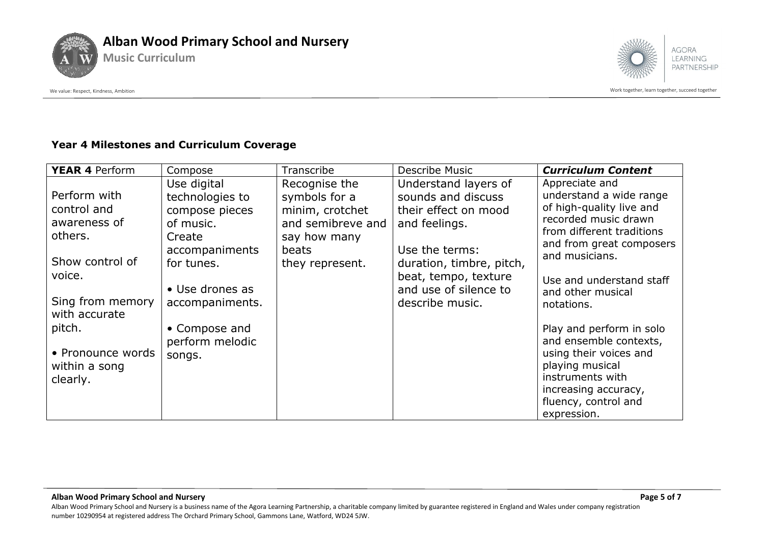### Year 4 Milestones and Curriculum Coverage

| **YEAR 4** Perform | Compose | Transcribe | Describe Music | ***Curriculum Content*** |
|---|---|---|---|---|
| Perform with control and awareness of others.<br><br>Show control of voice.<br><br>Sing from memory with accurate pitch.<br><br>• Pronounce words within a song clearly. | Use digital technologies to compose pieces of music.<br>Create accompaniments for tunes.<br><br>• Use drones as accompaniments.<br><br>• Compose and perform melodic songs. | Recognise the symbols for a minim, crotchet and semibreve and say how many beats they represent. | Understand layers of sounds and discuss their effect on mood and feelings.<br><br>Use the terms: duration, timbre, pitch, beat, tempo, texture and use of silence to describe music. | Appreciate and understand a wide range of high-quality live and recorded music drawn from different traditions and from great composers and musicians.<br><br>Use and understand staff and other musical notations.<br><br>Play and perform in solo and ensemble contexts, using their voices and playing musical instruments with increasing accuracy, fluency, control and expression. |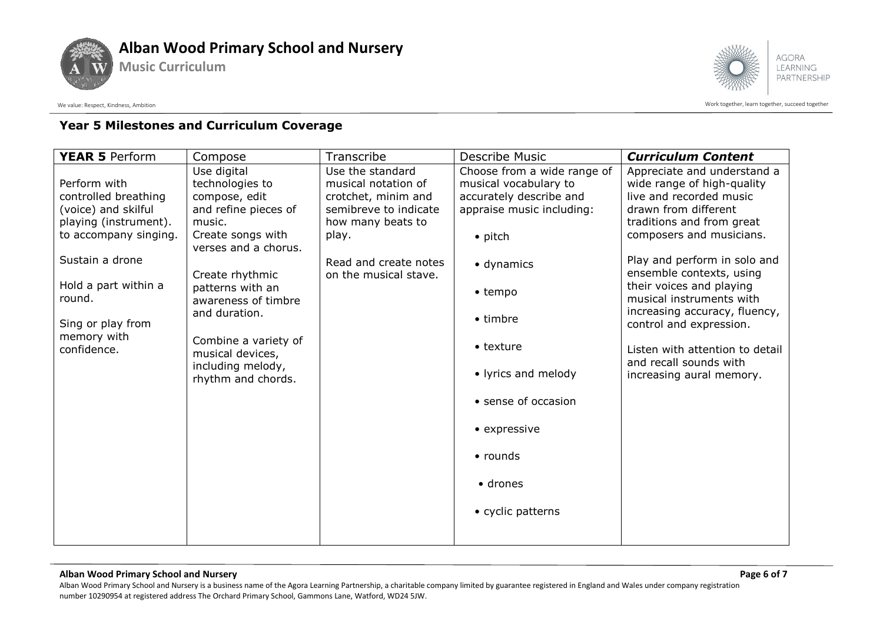## Year 5 Milestones and Curriculum Coverage

| **YEAR 5** Perform | Compose | Transcribe | Describe Music | ***Curriculum Content*** |
|---|---|---|---|---|
| Perform with controlled breathing (voice) and skilful playing (instrument). to accompany singing.<br><br>Sustain a drone<br><br>Hold a part within a round.<br><br>Sing or play from memory with confidence. | Use digital technologies to compose, edit and refine pieces of music.<br>Create songs with verses and a chorus.<br><br>Create rhythmic patterns with an awareness of timbre and duration.<br><br>Combine a variety of musical devices, including melody, rhythm and chords. | Use the standard musical notation of crotchet, minim and semibreve to indicate how many beats to play.<br><br>Read and create notes on the musical stave. | Choose from a wide range of musical vocabulary to accurately describe and appraise music including:<br><br>• pitch<br><br>• dynamics<br><br>• tempo<br><br>• timbre<br><br>• texture<br><br>• lyrics and melody<br><br>• sense of occasion<br><br>• expressive<br><br>• rounds<br><br>• drones<br><br>• cyclic patterns | Appreciate and understand a wide range of high-quality live and recorded music drawn from different traditions and from great composers and musicians.<br><br>Play and perform in solo and ensemble contexts, using their voices and playing musical instruments with increasing accuracy, fluency, control and expression.<br><br>Listen with attention to detail and recall sounds with increasing aural memory. |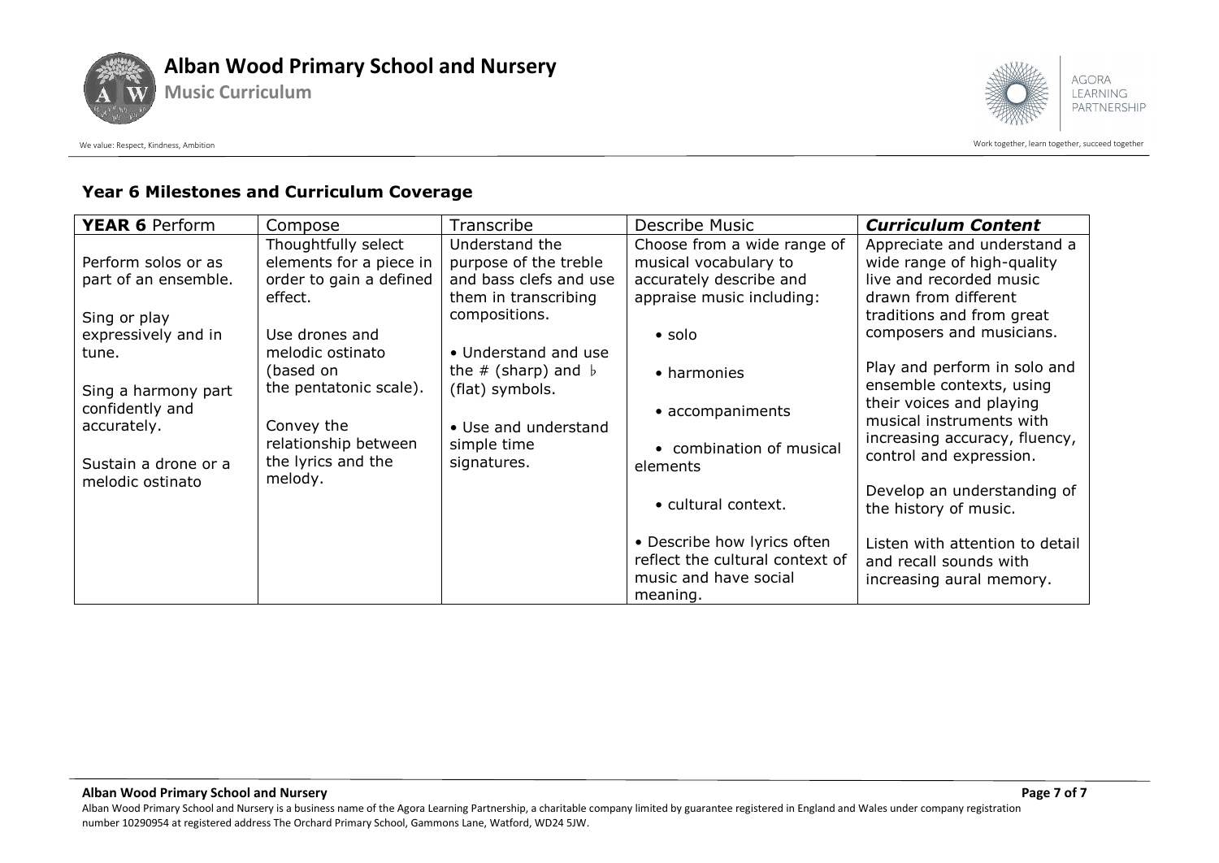## Year 6 Milestones and Curriculum Coverage

| **YEAR 6** Perform | Compose | Transcribe | Describe Music | ***Curriculum Content*** |
|---|---|---|---|---|
| Perform solos or as part of an ensemble.<br><br>Sing or play expressively and in tune.<br><br>Sing a harmony part confidently and accurately.<br><br>Sustain a drone or a melodic ostinato | Thoughtfully select elements for a piece in order to gain a defined effect.<br><br>Use drones and melodic ostinato (based on the pentatonic scale).<br><br>Convey the relationship between the lyrics and the melody. | Understand the purpose of the treble and bass clefs and use them in transcribing compositions.<br><br>• Understand and use the # (sharp) and ♭ (flat) symbols.<br><br>• Use and understand simple time signatures. | Choose from a wide range of musical vocabulary to accurately describe and appraise music including:<br><br>• solo<br><br>• harmonies<br><br>• accompaniments<br><br>• combination of musical elements<br><br>• cultural context.<br><br>• Describe how lyrics often reflect the cultural context of music and have social meaning. | Appreciate and understand a wide range of high-quality live and recorded music drawn from different traditions and from great composers and musicians.<br><br>Play and perform in solo and ensemble contexts, using their voices and playing musical instruments with increasing accuracy, fluency, control and expression.<br><br>Develop an understanding of the history of music.<br><br>Listen with attention to detail and recall sounds with increasing aural memory. |